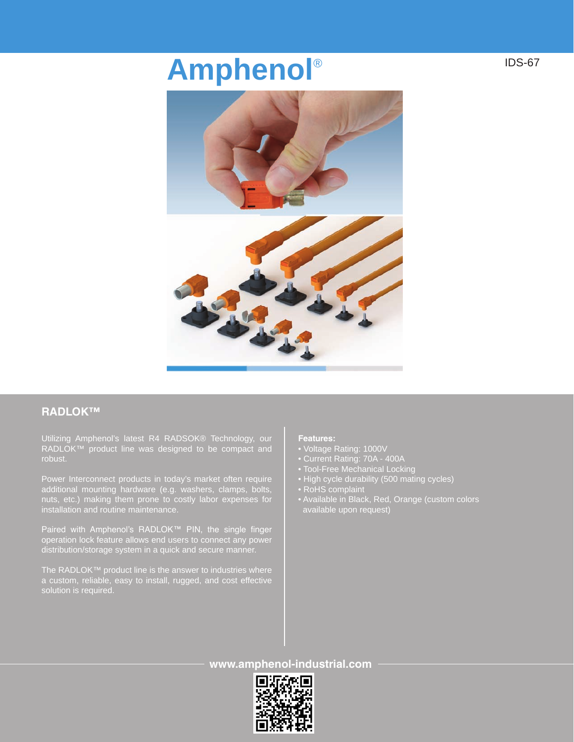# Amphenol®

IDS-67

## RADLOK™

Utilizing Amphenol's latest R4 RADSOK® Technology, our RADLOK™ product line was designed to be compact and robust.

Power Interconnect products in today's market often require additional mounting hardware (e.g. washers, clamps, bolts, nuts, etc.) making them prone to costly labor expenses for installation and routine maintenance.

Paired with Amphenol's RADLOK™ PIN, the single finger operation lock feature allows end users to connect any power distribution/storage system in a quick and secure manner.

The RADLOK™ product line is the answer to industries where a custom, reliable, easy to install, rugged, and cost effective solution is required.

**Features:**

- Voltage Rating: 1000V
- Current Rating: 70A - 400A
- Tool-Free Mechanical Locking
- High cycle durability (500 mating cycles)
- RoHS complaint
- Available in Black, Red, Orange (custom colors available upon request)

**www.amphenol-industrial.com**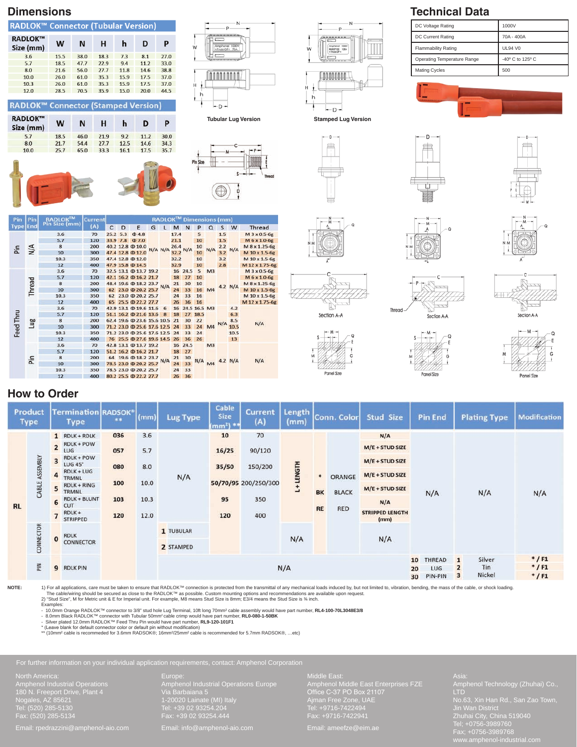## Dimensions

### RADLOK™ Connector (Tubular Version)

| RADLOK™ Size (mm) | W | N | H | h | D | P |
|---|---|---|---|---|---|---|
| 3.6 | 15.5 | 38.0 | 18.3 | 7.3 | 8.1 | 27.0 |
| 5.7 | 18.5 | 47.7 | 22.9 | 9.4 | 11.2 | 33.0 |
| 8.0 | 21.6 | 56.0 | 27.7 | 11.8 | 14.6 | 38.8 |
| 10.0 | 26.0 | 61.0 | 35.3 | 15.9 | 17.5 | 37.0 |
| 10.3 | 26.0 | 61.0 | 35.3 | 15.9 | 17.5 | 37.0 |
| 12.0 | 28.5 | 70.5 | 35.9 | 15.0 | 20.0 | 44.5 |

### RADLOK™ Connector (Stamped Version)

| RADLOK™ Size (mm) | W | N | H | h | D | P |
|---|---|---|---|---|---|---|
| 5.7 | 18.5 | 46.0 | 21.9 | 9.2 | 11.2 | 30.0 |
| 8.0 | 21.7 | 54.4 | 27.7 | 12.5 | 14.6 | 34.3 |
| 10.0 | 25.7 | 65.0 | 33.3 | 16.1 | 17.5 | 35.7 |

Tubular Lug Version

Stamped Lug Version

| Pin Type | Pin End | RADLOK™ Pin Size (mm) | Current (A) | C | D | E | G | L | M | N | P | Q | S | W | Thread |
|---|---|---|---|---|---|---|---|---|---|---|---|---|---|---|---|
| Pin | N/A | 3.6 | 70 | 25.2 | 5.3 | Φ 4.8 | N/A | N/A | 17.4 | N/A | 5 | N/A | 1.5 | N/A | M 3 x 0.5-6g |
| | | 5.7 | 120 | 33.9 | 7.8 | Φ 7.0 | | | 21.1 | | 10 | | 1.5 | | M 6 x 1.0-6g |
| | | 8 | 200 | 40.2 | 12.8 | Φ 10.0 | | | 26.4 | | 10 | | 2.2 | | M 8 x 1.25-6g |
| | | 10 | 300 | 47.4 | 12.8 | Φ 12.0 | | | 32.2 | | 10 | | 3.2 | | M 10 x 1.5-6g |
| | | 10.3 | 350 | 47.4 | 12.8 | Φ 12.0 | | | 32.2 | | 10 | | 3.2 | | M 10 x 1.5-6g |
| | | 12 | 400 | 47.9 | 15.8 | Φ 14.5 | | | 32.9 | | 10 | | 2.8 | | M 12 x 1.75-6g |
| Feed Thru | Thread | 3.6 | 70 | 32.5 | 13.1 | Φ 13.7 | 19.2 | N/A | 16 | 24.5 | 5 | M3 | 4.2 | N/A | M 3 x 0.5-6g |
| | | 5.7 | 120 | 42.1 | 16.2 | Φ 16.2 | 21.7 | | 18 | 27 | 10 | | | | M 6 x 1.0-6g |
| | | 8 | 200 | 48.4 | 19.6 | Φ 18.2 | 23.7 | | 21 | 30 | 10 | | | | M 8 x 1.25-6g |
| | | 10 | 300 | 62 | 23.0 | Φ 20.2 | 25.7 | | 24 | 33 | 16 | M4 | | | M 10 x 1.5-6g |
| | | 10.3 | 350 | 62 | 23.0 | Φ 20.2 | 25.7 | | 24 | 33 | 16 | | | | M 10 x 1.5-6g |
| | | 12 | 400 | 65 | 25.5 | Φ 22.2 | 27.7 | | 26 | 36 | 16 | | | | M 12 x 1.75-6g |
| | Lug | 3.6 | 70 | 42.9 | 13.1 | Φ 19.6 | 11.6 | 6 | 16 | 24.5 | 16.5 | M3 | N/A | 4.2 | N/A |
| | | 5.7 | 120 | 51.1 | 16.2 | Φ 21.6 | 13.6 | 8 | 18 | 27 | 18.5 | | | 6.3 | |
| | | 8 | 200 | 62.4 | 19.6 | Φ 23.6 | 15.6 | 10.5 | 21 | 30 | 22 | | | 8.5 | |
| | | 10 | 300 | 71.2 | 23.0 | Φ 25.6 | 17.6 | 12.5 | 24 | 33 | 24 | M4 | | 10.5 | |
| | | 10.3 | 350 | 71.2 | 23.0 | Φ 25.6 | 17.6 | 12.5 | 24 | 33 | 24 | | | 10.5 | |
| | | 12 | 400 | 76 | 25.5 | Φ 27.6 | 19.6 | 14.5 | 26 | 36 | 26 | | | 13 | |
| | Pin | 3.6 | 70 | 42.8 | 13.1 | Φ 13.7 | 19.2 | N/A | 16 | 24.5 | N/A | M3 | 4.2 | N/A | N/A |
| | | 5.7 | 120 | 51.2 | 16.2 | Φ 16.2 | 21.7 | | 18 | 27 | | | | | |
| | | 8 | 200 | 64 | 19.6 | Φ 18.2 | 23.7 | | 21 | 30 | | | | | |
| | | 10 | 300 | 78.5 | 23.0 | Φ 20.2 | 25.7 | | 24 | 33 | | M4 | | | |
| | | 10.3 | 350 | 78.5 | 23.0 | Φ 20.2 | 25.7 | | 24 | 33 | | | | | |
| | | 12 | 400 | 80.2 | 25.5 | Φ 22.2 | 27.7 | | 26 | 36 | | | | | |

Section A-A

Thread

Section A-A

Section A-A

Panel Size

Panel Size

Panel Size

## Technical Data

| | |
|---|---|
| DC Voltage Rating | 1000V |
| DC Current Rating | 70A - 400A |
| Flammability Rating | UL94 V0 |
| Operating Temperature Range | -40° C to 125° C |
| Mating Cycles | 500 |

## How to Order

| Product Type | Termination Type | | RADSOK® ** | (mm) | Lug Type | Cable Size (mm²) ** | Current (A) | Length (mm) | Conn. Color | | Stud Size | Pin End | Plating Type | Modification |
|---|---|---|---|---|---|---|---|---|---|---|---|---|---|---|
| RL | CABLE ASSEMBLY | 1 RDLK + RDLK | 036 | 3.6 | N/A | 10 | 70 | L + LENGTH | * | ORANGE | N/A | N/A | N/A | N/A |
| | | 2 RDLK + POW LUG | 057 | 5.7 | | 16/25 | 90/120 | | | | M/E + STUD SIZE | | | |
| | | 3 RDLK + POW LUG 45° | 080 | 8.0 | | 35/50 | 150/200 | | | | M/E + STUD SIZE | | | |
| | | 4 RDLK + LUG TRMNL | 100 | 10.0 | | 50/70/95 | 200/250/300 | | BK | BLACK | M/E + STUD SIZE | | | |
| | | 5 RDLK + RING TRMNL | 103 | 10.3 | | 95 | 350 | | RE | RED | M/E + STUD SIZE | | | |
| | | 6 RDLK + BLUNT CUT | 120 | 12.0 | | 120 | 400 | | | | N/A | | | |
| | | 7 RDLK + STRIPPED | | | | | | | | | STRIPPED LENGTH (mm) | | | |
| | CONNECTOR | 0 RDLK CONNECTOR | | | 1 TUBULAR | N/A | | | | | N/A | | | |
| | | | | | 2 STAMPED | | | | | | | | | |
| | PIN | 9 RDLK PIN | | | N/A | | | | | | | 10 THREAD | 1 Silver | * / F1 |
| | | | | | | | | | | | | 20 LUG | 2 Tin | * / F1 |
| | | | | | | | | | | | | 30 PIN-PIN | 3 Nickel | * / F1 |

NOTE:

1) For all applications, care must be taken to ensure that RADLOK™ connection is protected from the transmittal of any mechanical loads induced by, but not limited to, vibration, bending, the mass of the cable, or shock loading. The cable/wiring should be secured as close to the RADLOK™ as possible. Custom mounting options and recommendations are available upon request.

2) "Stud Size", M for Metric unit & E for Imperial unit. For example, M8 means Stud Size is 8mm; E3/4 means the Stud Size is ¾ inch.

Examples:

- 10.0mm Orange RADLOK™ connector to 3/8" stud hole Lug Terminal, 10ft long 70mm² cable assembly would have part number, **RL4-100-70L3048E3/8**
- 8.0mm Black RADLOK™ connector with Tubular 50mm² cable crimp would have part number, **RL0-080-1-50BK**
- Silver plated 12.0mm RADLOK™ Feed Thru Pin would have part number, **RL9-120-101F1**

\* (Leave blank for default connector color or default pin without modification)

\*\* (10mm² cable is recommeded for 3.6mm RADSOK®; 16mm²/25mm² cable is recommended for 5.7mm RADSOK®, …etc)

For further information on your individual application requirements, contact: Amphenol Corporation

North America:
Amphenol Industrial Operations
180 N. Freeport Drive, Plant 4
Nogales, AZ 85621
Tel: (520) 285-5130
Fax: (520) 285-5134
Email: rpedrazzini@amphenol-aio.com

Europe:
Amphenol Industrial Operations Europe
Via Barbaiana 5
1-20020 Lainate (MI) Italy
Tel: +39 02 93254.204
Fax: +39 02 93254.444
Email: info@amphenol-aio.com

Middle East:
Amphenol Middle East Enterprises FZE
Office C-37 PO Box 21107
Ajman Free Zone, UAE
Tel: +9716-7422494
Fax: +9716-7422941
Email: ameefze@eim.ae

Asia:
Amphenol Technology (Zhuhai) Co., LTD
No.63, Xin Han Rd., San Zao Town,
Jin Wan District
Zhuhai City, China 519040
Tel; +0756-3989760
Fax; +0756-3989768
www.amphenol-industrial.com